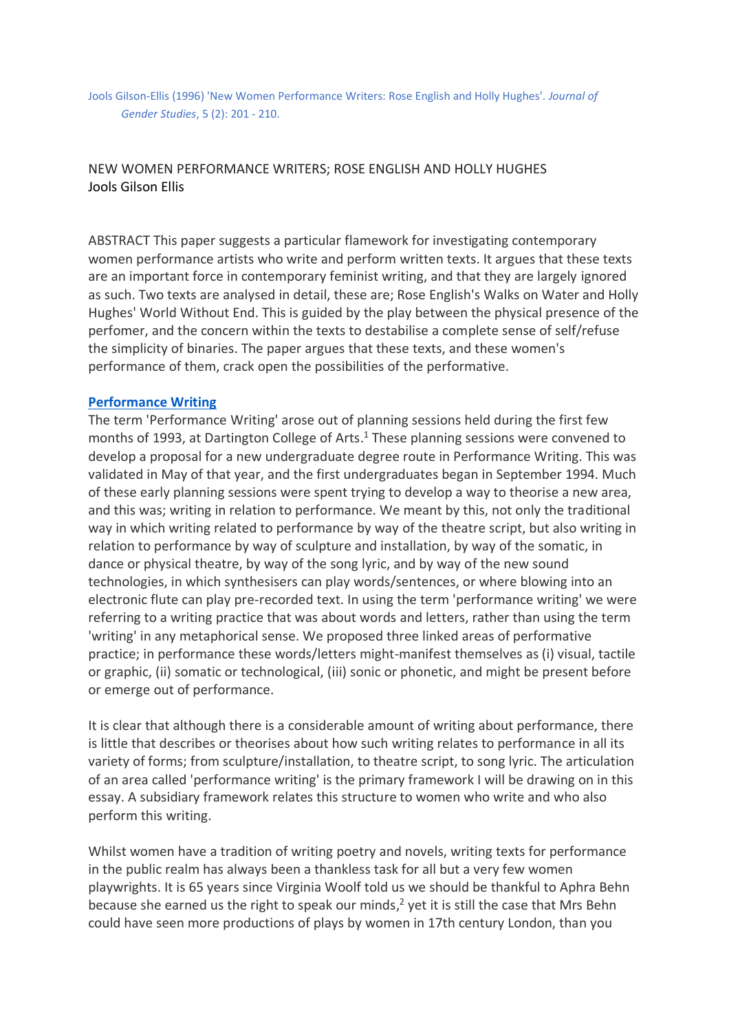Jools Gilson-Ellis (1996) 'New Women Performance Writers: Rose English and Holly Hughes'. *Journal of Gender Studies*, 5 (2): 201 - 210.

# NEW WOMEN PERFORMANCE WRITERS; ROSE ENGLISH AND HOLLY HUGHES

Jools Gilson Ellis

ABSTRACT This paper suggests a particular flamework for investigating contemporary women performance artists who write and perform written texts. It argues that these texts are an important force in contemporary feminist writing, and that they are largely ignored as such. Two texts are analysed in detail, these are; Rose English's Walks on Water and Holly Hughes' World Without End. This is guided by the play between the physical presence of the perfomer, and the concern within the texts to destabilise a complete sense of self/refuse the simplicity of binaries. The paper argues that these texts, and these women's performance of them, crack open the possibilities of the performative.

## Performance Writing

The term 'Performance Writing' arose out of planning sessions held during the first few months of 1993, at Dartington College of Arts.[1] These planning sessions were convened to develop a proposal for a new undergraduate degree route in Performance Writing. This was validated in May of that year, and the first undergraduates began in September 1994. Much of these early planning sessions were spent trying to develop a way to theorise a new area, and this was; writing in relation to performance. We meant by this, not only the traditional way in which writing related to performance by way of the theatre script, but also writing in relation to performance by way of sculpture and installation, by way of the somatic, in dance or physical theatre, by way of the song lyric, and by way of the new sound technologies, in which synthesisers can play words/sentences, or where blowing into an electronic flute can play pre-recorded text. In using the term 'performance writing' we were referring to a writing practice that was about words and letters, rather than using the term 'writing' in any metaphorical sense. We proposed three linked areas of performative practice; in performance these words/letters might-manifest themselves as (i) visual, tactile or graphic, (ii) somatic or technological, (iii) sonic or phonetic, and might be present before or emerge out of performance.

It is clear that although there is a considerable amount of writing about performance, there is little that describes or theorises about how such writing relates to performance in all its variety of forms; from sculpture/installation, to theatre script, to song lyric. The articulation of an area called 'performance writing' is the primary framework I will be drawing on in this essay. A subsidiary framework relates this structure to women who write and who also perform this writing.

Whilst women have a tradition of writing poetry and novels, writing texts for performance in the public realm has always been a thankless task for all but a very few women playwrights. It is 65 years since Virginia Woolf told us we should be thankful to Aphra Behn because she earned us the right to speak our minds,[2] yet it is still the case that Mrs Behn could have seen more productions of plays by women in 17th century London, than you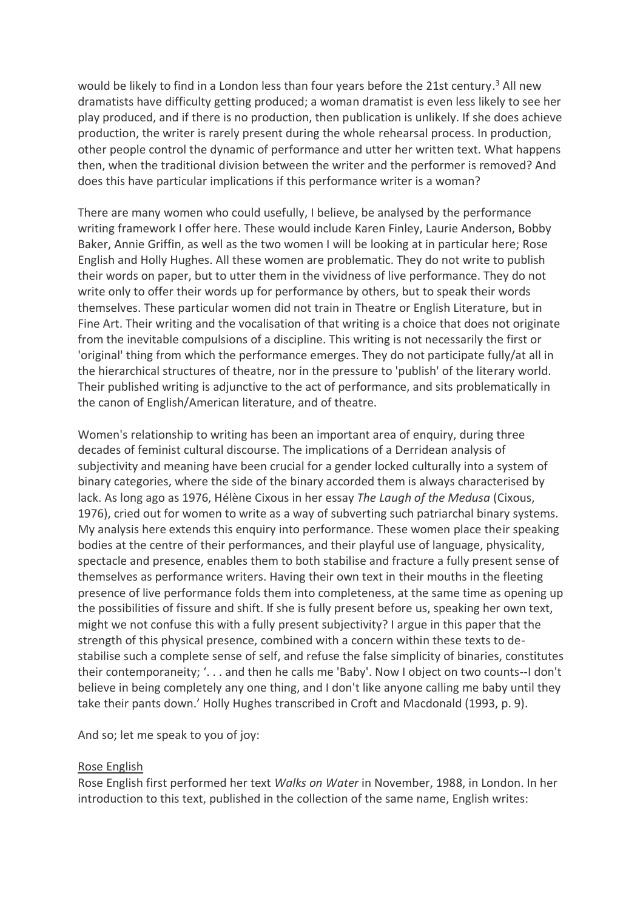would be likely to find in a London less than four years before the 21st century.[3] All new dramatists have difficulty getting produced; a woman dramatist is even less likely to see her play produced, and if there is no production, then publication is unlikely. If she does achieve production, the writer is rarely present during the whole rehearsal process. In production, other people control the dynamic of performance and utter her written text. What happens then, when the traditional division between the writer and the performer is removed? And does this have particular implications if this performance writer is a woman?

There are many women who could usefully, I believe, be analysed by the performance writing framework I offer here. These would include Karen Finley, Laurie Anderson, Bobby Baker, Annie Griffin, as well as the two women I will be looking at in particular here; Rose English and Holly Hughes. All these women are problematic. They do not write to publish their words on paper, but to utter them in the vividness of live performance. They do not write only to offer their words up for performance by others, but to speak their words themselves. These particular women did not train in Theatre or English Literature, but in Fine Art. Their writing and the vocalisation of that writing is a choice that does not originate from the inevitable compulsions of a discipline. This writing is not necessarily the first or 'original' thing from which the performance emerges. They do not participate fully/at all in the hierarchical structures of theatre, nor in the pressure to 'publish' of the literary world. Their published writing is adjunctive to the act of performance, and sits problematically in the canon of English/American literature, and of theatre.

Women's relationship to writing has been an important area of enquiry, during three decades of feminist cultural discourse. The implications of a Derridean analysis of subjectivity and meaning have been crucial for a gender locked culturally into a system of binary categories, where the side of the binary accorded them is always characterised by lack. As long ago as 1976, Hélène Cixous in her essay *The Laugh of the Medusa* (Cixous, 1976), cried out for women to write as a way of subverting such patriarchal binary systems. My analysis here extends this enquiry into performance. These women place their speaking bodies at the centre of their performances, and their playful use of language, physicality, spectacle and presence, enables them to both stabilise and fracture a fully present sense of themselves as performance writers. Having their own text in their mouths in the fleeting presence of live performance folds them into completeness, at the same time as opening up the possibilities of fissure and shift. If she is fully present before us, speaking her own text, might we not confuse this with a fully present subjectivity? I argue in this paper that the strength of this physical presence, combined with a concern within these texts to de-stabilise such a complete sense of self, and refuse the false simplicity of binaries, constitutes their contemporaneity; '. . . and then he calls me 'Baby'. Now I object on two counts--I don't believe in being completely any one thing, and I don't like anyone calling me baby until they take their pants down.' Holly Hughes transcribed in Croft and Macdonald (1993, p. 9).

And so; let me speak to you of joy:

<u>Rose English</u>

Rose English first performed her text *Walks on Water* in November, 1988, in London. In her introduction to this text, published in the collection of the same name, English writes: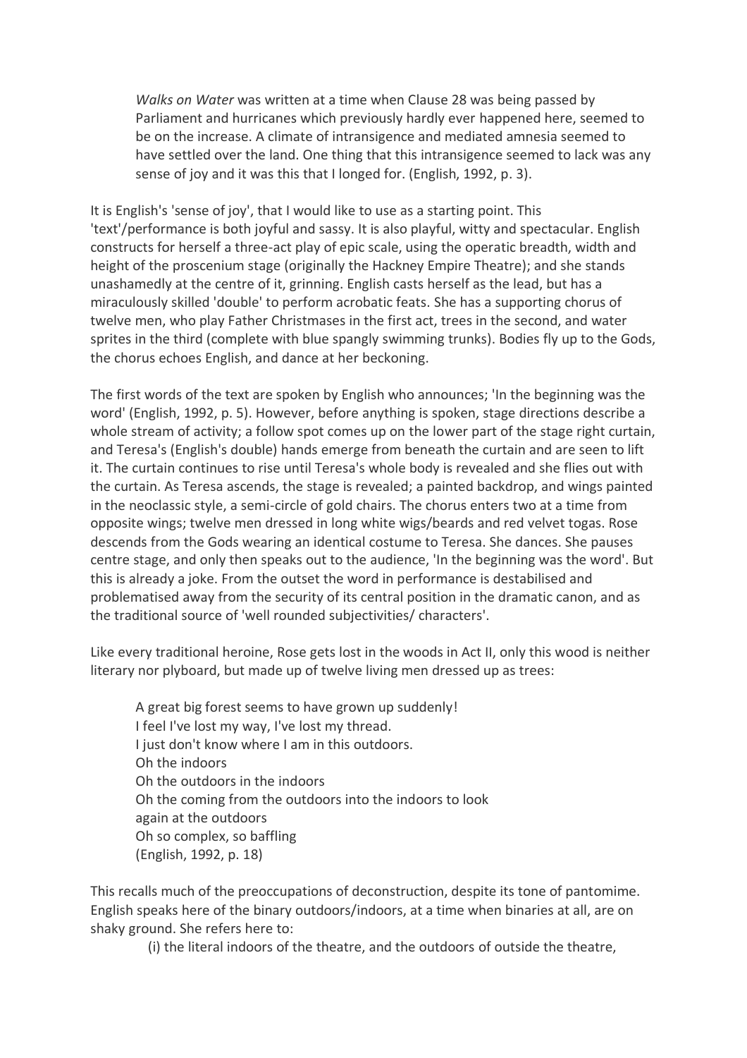> *Walks on Water* was written at a time when Clause 28 was being passed by Parliament and hurricanes which previously hardly ever happened here, seemed to be on the increase. A climate of intransigence and mediated amnesia seemed to have settled over the land. One thing that this intransigence seemed to lack was any sense of joy and it was this that I longed for. (English, 1992, p. 3).

It is English's 'sense of joy', that I would like to use as a starting point. This 'text'/performance is both joyful and sassy. It is also playful, witty and spectacular. English constructs for herself a three-act play of epic scale, using the operatic breadth, width and height of the proscenium stage (originally the Hackney Empire Theatre); and she stands unashamedly at the centre of it, grinning. English casts herself as the lead, but has a miraculously skilled 'double' to perform acrobatic feats. She has a supporting chorus of twelve men, who play Father Christmases in the first act, trees in the second, and water sprites in the third (complete with blue spangly swimming trunks). Bodies fly up to the Gods, the chorus echoes English, and dance at her beckoning.

The first words of the text are spoken by English who announces; 'In the beginning was the word' (English, 1992, p. 5). However, before anything is spoken, stage directions describe a whole stream of activity; a follow spot comes up on the lower part of the stage right curtain, and Teresa's (English's double) hands emerge from beneath the curtain and are seen to lift it. The curtain continues to rise until Teresa's whole body is revealed and she flies out with the curtain. As Teresa ascends, the stage is revealed; a painted backdrop, and wings painted in the neoclassic style, a semi-circle of gold chairs. The chorus enters two at a time from opposite wings; twelve men dressed in long white wigs/beards and red velvet togas. Rose descends from the Gods wearing an identical costume to Teresa. She dances. She pauses centre stage, and only then speaks out to the audience, 'In the beginning was the word'. But this is already a joke. From the outset the word in performance is destabilised and problematised away from the security of its central position in the dramatic canon, and as the traditional source of 'well rounded subjectivities/ characters'.

Like every traditional heroine, Rose gets lost in the woods in Act II, only this wood is neither literary nor plyboard, but made up of twelve living men dressed up as trees:

> A great big forest seems to have grown up suddenly!
> I feel I've lost my way, I've lost my thread.
> I just don't know where I am in this outdoors.
> Oh the indoors
> Oh the outdoors in the indoors
> Oh the coming from the outdoors into the indoors to look
> again at the outdoors
> Oh so complex, so baffling
> (English, 1992, p. 18)

This recalls much of the preoccupations of deconstruction, despite its tone of pantomime. English speaks here of the binary outdoors/indoors, at a time when binaries at all, are on shaky ground. She refers here to:

(i) the literal indoors of the theatre, and the outdoors of outside the theatre,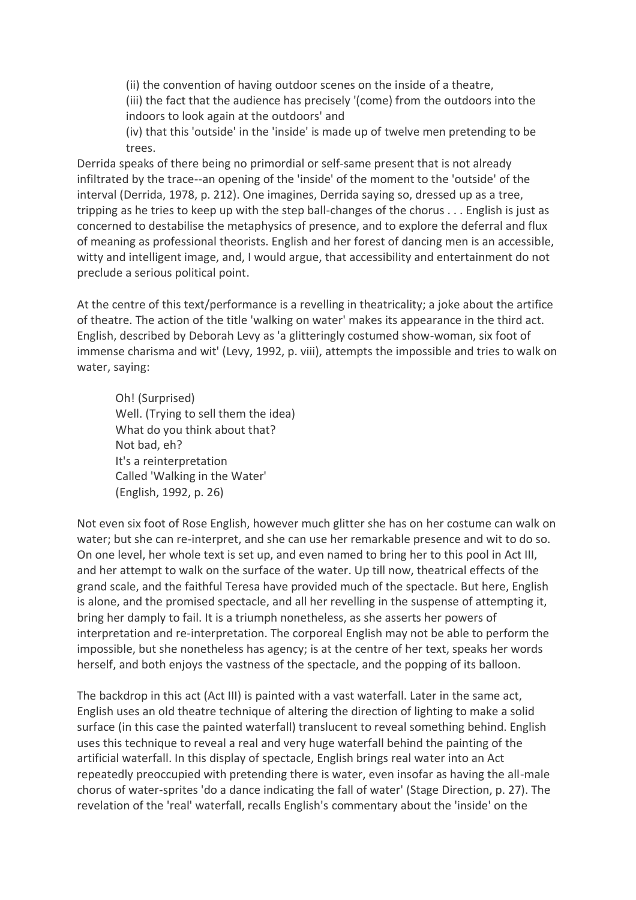> (ii) the convention of having outdoor scenes on the inside of a theatre,
> (iii) the fact that the audience has precisely '(come) from the outdoors into the indoors to look again at the outdoors' and
> (iv) that this 'outside' in the 'inside' is made up of twelve men pretending to be trees.

Derrida speaks of there being no primordial or self-same present that is not already infiltrated by the trace--an opening of the 'inside' of the moment to the 'outside' of the interval (Derrida, 1978, p. 212). One imagines, Derrida saying so, dressed up as a tree, tripping as he tries to keep up with the step ball-changes of the chorus . . . English is just as concerned to destabilise the metaphysics of presence, and to explore the deferral and flux of meaning as professional theorists. English and her forest of dancing men is an accessible, witty and intelligent image, and, I would argue, that accessibility and entertainment do not preclude a serious political point.

At the centre of this text/performance is a revelling in theatricality; a joke about the artifice of theatre. The action of the title 'walking on water' makes its appearance in the third act. English, described by Deborah Levy as 'a glitteringly costumed show-woman, six foot of immense charisma and wit' (Levy, 1992, p. viii), attempts the impossible and tries to walk on water, saying:

> Oh! (Surprised)
> Well. (Trying to sell them the idea)
> What do you think about that?
> Not bad, eh?
> It's a reinterpretation
> Called 'Walking in the Water'
> (English, 1992, p. 26)

Not even six foot of Rose English, however much glitter she has on her costume can walk on water; but she can re-interpret, and she can use her remarkable presence and wit to do so. On one level, her whole text is set up, and even named to bring her to this pool in Act III, and her attempt to walk on the surface of the water. Up till now, theatrical effects of the grand scale, and the faithful Teresa have provided much of the spectacle. But here, English is alone, and the promised spectacle, and all her revelling in the suspense of attempting it, bring her damply to fail. It is a triumph nonetheless, as she asserts her powers of interpretation and re-interpretation. The corporeal English may not be able to perform the impossible, but she nonetheless has agency; is at the centre of her text, speaks her words herself, and both enjoys the vastness of the spectacle, and the popping of its balloon.

The backdrop in this act (Act III) is painted with a vast waterfall. Later in the same act, English uses an old theatre technique of altering the direction of lighting to make a solid surface (in this case the painted waterfall) translucent to reveal something behind. English uses this technique to reveal a real and very huge waterfall behind the painting of the artificial waterfall. In this display of spectacle, English brings real water into an Act repeatedly preoccupied with pretending there is water, even insofar as having the all-male chorus of water-sprites 'do a dance indicating the fall of water' (Stage Direction, p. 27). The revelation of the 'real' waterfall, recalls English's commentary about the 'inside' on the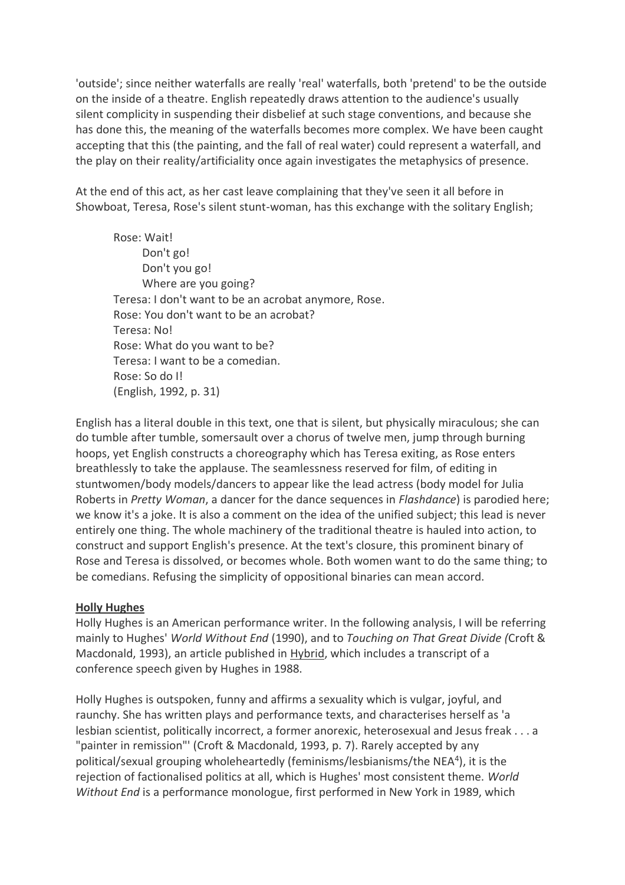'outside'; since neither waterfalls are really 'real' waterfalls, both 'pretend' to be the outside on the inside of a theatre. English repeatedly draws attention to the audience's usually silent complicity in suspending their disbelief at such stage conventions, and because she has done this, the meaning of the waterfalls becomes more complex. We have been caught accepting that this (the painting, and the fall of real water) could represent a waterfall, and the play on their reality/artificiality once again investigates the metaphysics of presence.

At the end of this act, as her cast leave complaining that they've seen it all before in Showboat, Teresa, Rose's silent stunt-woman, has this exchange with the solitary English;

> Rose: Wait!
> Don't go!
> Don't you go!
> Where are you going?
> Teresa: I don't want to be an acrobat anymore, Rose.
> Rose: You don't want to be an acrobat?
> Teresa: No!
> Rose: What do you want to be?
> Teresa: I want to be a comedian.
> Rose: So do I!
> (English, 1992, p. 31)

English has a literal double in this text, one that is silent, but physically miraculous; she can do tumble after tumble, somersault over a chorus of twelve men, jump through burning hoops, yet English constructs a choreography which has Teresa exiting, as Rose enters breathlessly to take the applause. The seamlessness reserved for film, of editing in stuntwomen/body models/dancers to appear like the lead actress (body model for Julia Roberts in *Pretty Woman*, a dancer for the dance sequences in *Flashdance*) is parodied here; we know it's a joke. It is also a comment on the idea of the unified subject; this lead is never entirely one thing. The whole machinery of the traditional theatre is hauled into action, to construct and support English's presence. At the text's closure, this prominent binary of Rose and Teresa is dissolved, or becomes whole. Both women want to do the same thing; to be comedians. Refusing the simplicity of oppositional binaries can mean accord.

**Holly Hughes**

Holly Hughes is an American performance writer. In the following analysis, I will be referring mainly to Hughes' *World Without End* (1990), and to *Touching on That Great Divide (*Croft & Macdonald, 1993), an article published in Hybrid, which includes a transcript of a conference speech given by Hughes in 1988.

Holly Hughes is outspoken, funny and affirms a sexuality which is vulgar, joyful, and raunchy. She has written plays and performance texts, and characterises herself as 'a lesbian scientist, politically incorrect, a former anorexic, heterosexual and Jesus freak . . . a "painter in remission"' (Croft & Macdonald, 1993, p. 7). Rarely accepted by any political/sexual grouping wholeheartedly (feminisms/lesbianisms/the NEA[4]), it is the rejection of factionalised politics at all, which is Hughes' most consistent theme. *World Without End* is a performance monologue, first performed in New York in 1989, which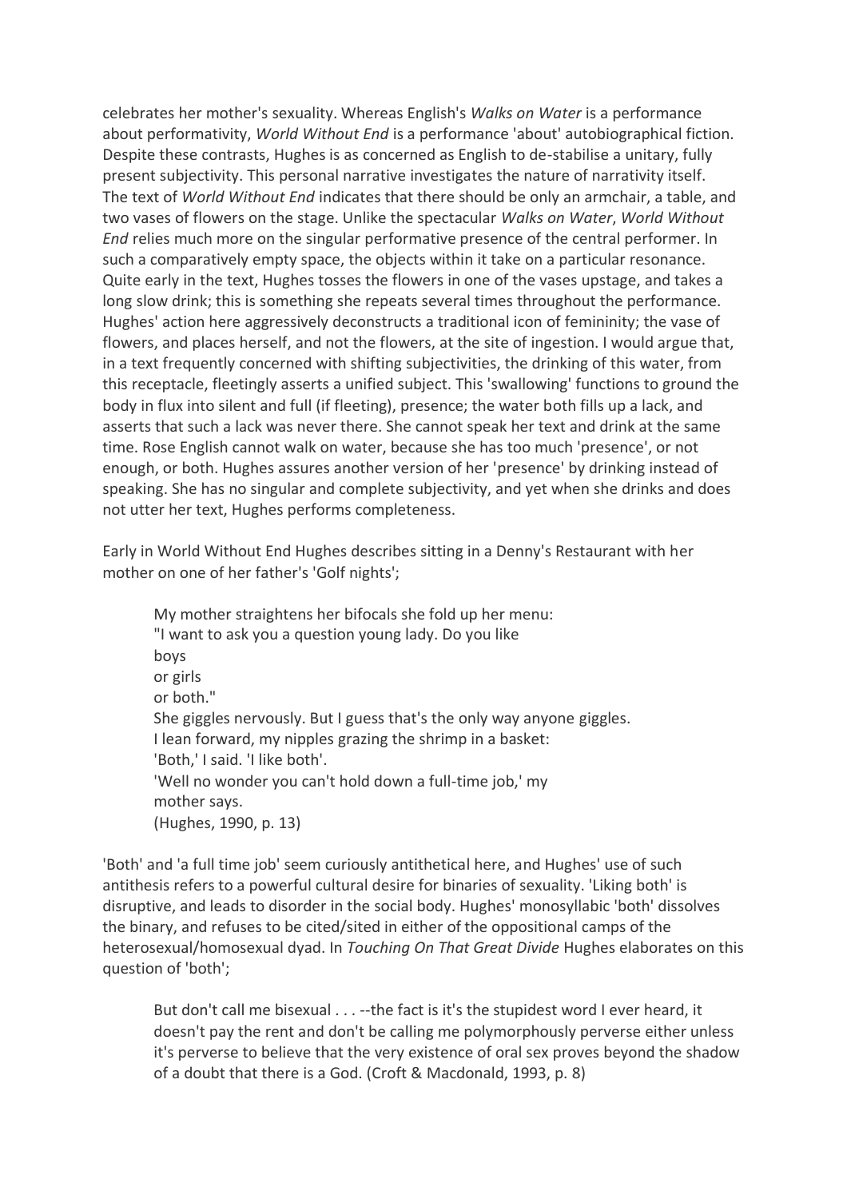celebrates her mother's sexuality. Whereas English's *Walks on Water* is a performance about performativity, *World Without End* is a performance 'about' autobiographical fiction. Despite these contrasts, Hughes is as concerned as English to de-stabilise a unitary, fully present subjectivity. This personal narrative investigates the nature of narrativity itself. The text of *World Without End* indicates that there should be only an armchair, a table, and two vases of flowers on the stage. Unlike the spectacular *Walks on Water*, *World Without End* relies much more on the singular performative presence of the central performer. In such a comparatively empty space, the objects within it take on a particular resonance. Quite early in the text, Hughes tosses the flowers in one of the vases upstage, and takes a long slow drink; this is something she repeats several times throughout the performance. Hughes' action here aggressively deconstructs a traditional icon of femininity; the vase of flowers, and places herself, and not the flowers, at the site of ingestion. I would argue that, in a text frequently concerned with shifting subjectivities, the drinking of this water, from this receptacle, fleetingly asserts a unified subject. This 'swallowing' functions to ground the body in flux into silent and full (if fleeting), presence; the water both fills up a lack, and asserts that such a lack was never there. She cannot speak her text and drink at the same time. Rose English cannot walk on water, because she has too much 'presence', or not enough, or both. Hughes assures another version of her 'presence' by drinking instead of speaking. She has no singular and complete subjectivity, and yet when she drinks and does not utter her text, Hughes performs completeness.

Early in World Without End Hughes describes sitting in a Denny's Restaurant with her mother on one of her father's 'Golf nights';

> My mother straightens her bifocals she fold up her menu:
> "I want to ask you a question young lady. Do you like
> boys
> or girls
> or both."
> She giggles nervously. But I guess that's the only way anyone giggles.
> I lean forward, my nipples grazing the shrimp in a basket:
> 'Both,' I said. 'I like both'.
> 'Well no wonder you can't hold down a full-time job,' my
> mother says.
> (Hughes, 1990, p. 13)

'Both' and 'a full time job' seem curiously antithetical here, and Hughes' use of such antithesis refers to a powerful cultural desire for binaries of sexuality. 'Liking both' is disruptive, and leads to disorder in the social body. Hughes' monosyllabic 'both' dissolves the binary, and refuses to be cited/sited in either of the oppositional camps of the heterosexual/homosexual dyad. In *Touching On That Great Divide* Hughes elaborates on this question of 'both';

> But don't call me bisexual . . . --the fact is it's the stupidest word I ever heard, it doesn't pay the rent and don't be calling me polymorphously perverse either unless it's perverse to believe that the very existence of oral sex proves beyond the shadow of a doubt that there is a God. (Croft & Macdonald, 1993, p. 8)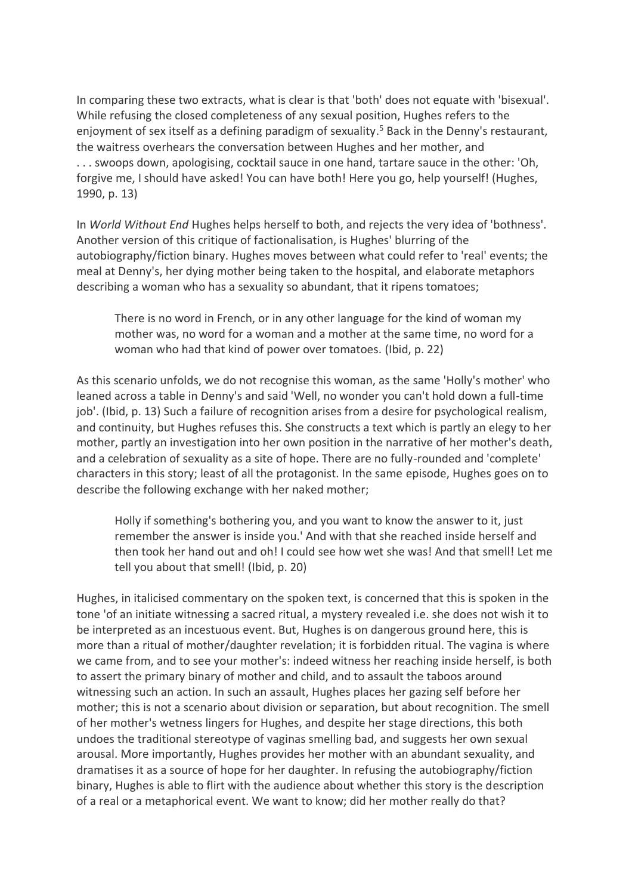In comparing these two extracts, what is clear is that 'both' does not equate with 'bisexual'. While refusing the closed completeness of any sexual position, Hughes refers to the enjoyment of sex itself as a defining paradigm of sexuality.[5] Back in the Denny's restaurant, the waitress overhears the conversation between Hughes and her mother, and

. . . swoops down, apologising, cocktail sauce in one hand, tartare sauce in the other: 'Oh, forgive me, I should have asked! You can have both! Here you go, help yourself! (Hughes, 1990, p. 13)

In *World Without End* Hughes helps herself to both, and rejects the very idea of 'bothness'. Another version of this critique of factionalisation, is Hughes' blurring of the autobiography/fiction binary. Hughes moves between what could refer to 'real' events; the meal at Denny's, her dying mother being taken to the hospital, and elaborate metaphors describing a woman who has a sexuality so abundant, that it ripens tomatoes;

> There is no word in French, or in any other language for the kind of woman my mother was, no word for a woman and a mother at the same time, no word for a woman who had that kind of power over tomatoes. (Ibid, p. 22)

As this scenario unfolds, we do not recognise this woman, as the same 'Holly's mother' who leaned across a table in Denny's and said 'Well, no wonder you can't hold down a full-time job'. (Ibid, p. 13) Such a failure of recognition arises from a desire for psychological realism, and continuity, but Hughes refuses this. She constructs a text which is partly an elegy to her mother, partly an investigation into her own position in the narrative of her mother's death, and a celebration of sexuality as a site of hope. There are no fully-rounded and 'complete' characters in this story; least of all the protagonist. In the same episode, Hughes goes on to describe the following exchange with her naked mother;

> Holly if something's bothering you, and you want to know the answer to it, just remember the answer is inside you.' And with that she reached inside herself and then took her hand out and oh! I could see how wet she was! And that smell! Let me tell you about that smell! (Ibid, p. 20)

Hughes, in italicised commentary on the spoken text, is concerned that this is spoken in the tone 'of an initiate witnessing a sacred ritual, a mystery revealed i.e. she does not wish it to be interpreted as an incestuous event. But, Hughes is on dangerous ground here, this is more than a ritual of mother/daughter revelation; it is forbidden ritual. The vagina is where we came from, and to see your mother's: indeed witness her reaching inside herself, is both to assert the primary binary of mother and child, and to assault the taboos around witnessing such an action. In such an assault, Hughes places her gazing self before her mother; this is not a scenario about division or separation, but about recognition. The smell of her mother's wetness lingers for Hughes, and despite her stage directions, this both undoes the traditional stereotype of vaginas smelling bad, and suggests her own sexual arousal. More importantly, Hughes provides her mother with an abundant sexuality, and dramatises it as a source of hope for her daughter. In refusing the autobiography/fiction binary, Hughes is able to flirt with the audience about whether this story is the description of a real or a metaphorical event. We want to know; did her mother really do that?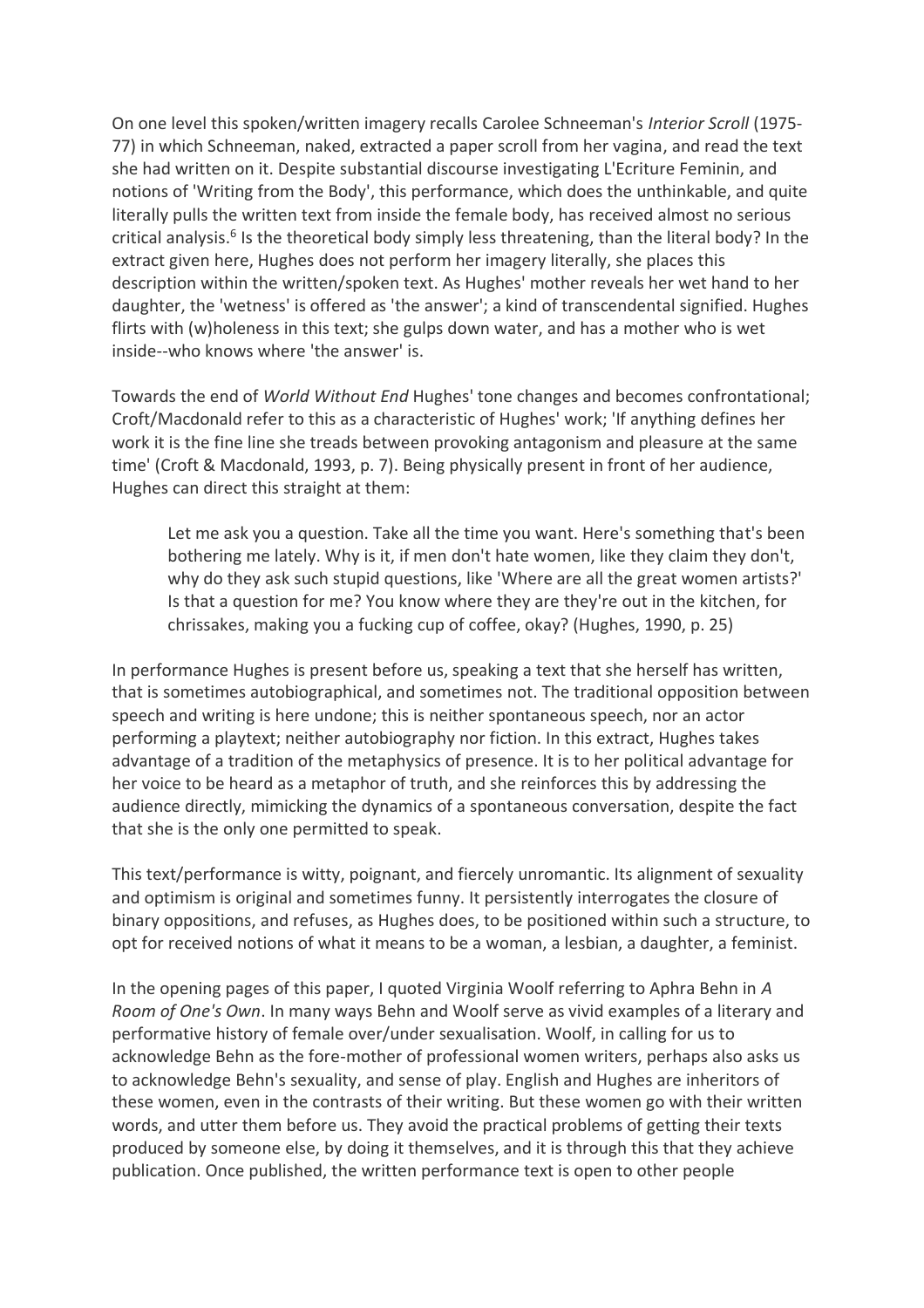On one level this spoken/written imagery recalls Carolee Schneeman's *Interior Scroll* (1975-77) in which Schneeman, naked, extracted a paper scroll from her vagina, and read the text she had written on it. Despite substantial discourse investigating L'Ecriture Feminin, and notions of 'Writing from the Body', this performance, which does the unthinkable, and quite literally pulls the written text from inside the female body, has received almost no serious critical analysis.[6] Is the theoretical body simply less threatening, than the literal body? In the extract given here, Hughes does not perform her imagery literally, she places this description within the written/spoken text. As Hughes' mother reveals her wet hand to her daughter, the 'wetness' is offered as 'the answer'; a kind of transcendental signified. Hughes flirts with (w)holeness in this text; she gulps down water, and has a mother who is wet inside--who knows where 'the answer' is.

Towards the end of *World Without End* Hughes' tone changes and becomes confrontational; Croft/Macdonald refer to this as a characteristic of Hughes' work; 'If anything defines her work it is the fine line she treads between provoking antagonism and pleasure at the same time' (Croft & Macdonald, 1993, p. 7). Being physically present in front of her audience, Hughes can direct this straight at them:

> Let me ask you a question. Take all the time you want. Here's something that's been bothering me lately. Why is it, if men don't hate women, like they claim they don't, why do they ask such stupid questions, like 'Where are all the great women artists?' Is that a question for me? You know where they are they're out in the kitchen, for chrissakes, making you a fucking cup of coffee, okay? (Hughes, 1990, p. 25)

In performance Hughes is present before us, speaking a text that she herself has written, that is sometimes autobiographical, and sometimes not. The traditional opposition between speech and writing is here undone; this is neither spontaneous speech, nor an actor performing a playtext; neither autobiography nor fiction. In this extract, Hughes takes advantage of a tradition of the metaphysics of presence. It is to her political advantage for her voice to be heard as a metaphor of truth, and she reinforces this by addressing the audience directly, mimicking the dynamics of a spontaneous conversation, despite the fact that she is the only one permitted to speak.

This text/performance is witty, poignant, and fiercely unromantic. Its alignment of sexuality and optimism is original and sometimes funny. It persistently interrogates the closure of binary oppositions, and refuses, as Hughes does, to be positioned within such a structure, to opt for received notions of what it means to be a woman, a lesbian, a daughter, a feminist.

In the opening pages of this paper, I quoted Virginia Woolf referring to Aphra Behn in *A Room of One's Own*. In many ways Behn and Woolf serve as vivid examples of a literary and performative history of female over/under sexualisation. Woolf, in calling for us to acknowledge Behn as the fore-mother of professional women writers, perhaps also asks us to acknowledge Behn's sexuality, and sense of play. English and Hughes are inheritors of these women, even in the contrasts of their writing. But these women go with their written words, and utter them before us. They avoid the practical problems of getting their texts produced by someone else, by doing it themselves, and it is through this that they achieve publication. Once published, the written performance text is open to other people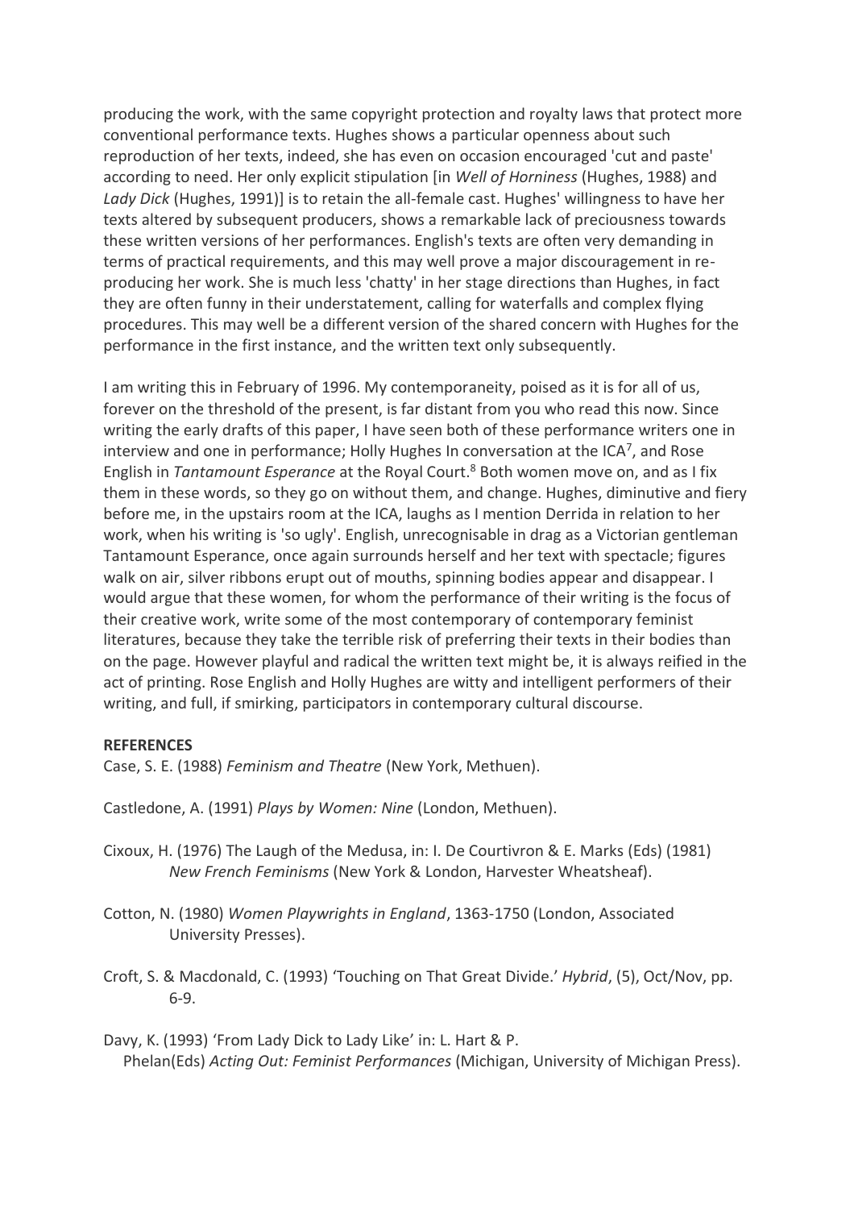producing the work, with the same copyright protection and royalty laws that protect more conventional performance texts. Hughes shows a particular openness about such reproduction of her texts, indeed, she has even on occasion encouraged 'cut and paste' according to need. Her only explicit stipulation [in *Well of Horniness* (Hughes, 1988) and *Lady Dick* (Hughes, 1991)] is to retain the all-female cast. Hughes' willingness to have her texts altered by subsequent producers, shows a remarkable lack of preciousness towards these written versions of her performances. English's texts are often very demanding in terms of practical requirements, and this may well prove a major discouragement in re-producing her work. She is much less 'chatty' in her stage directions than Hughes, in fact they are often funny in their understatement, calling for waterfalls and complex flying procedures. This may well be a different version of the shared concern with Hughes for the performance in the first instance, and the written text only subsequently.

I am writing this in February of 1996. My contemporaneity, poised as it is for all of us, forever on the threshold of the present, is far distant from you who read this now. Since writing the early drafts of this paper, I have seen both of these performance writers one in interview and one in performance; Holly Hughes In conversation at the ICA[7], and Rose English in *Tantamount Esperance* at the Royal Court.[8] Both women move on, and as I fix them in these words, so they go on without them, and change. Hughes, diminutive and fiery before me, in the upstairs room at the ICA, laughs as I mention Derrida in relation to her work, when his writing is 'so ugly'. English, unrecognisable in drag as a Victorian gentleman Tantamount Esperance, once again surrounds herself and her text with spectacle; figures walk on air, silver ribbons erupt out of mouths, spinning bodies appear and disappear. I would argue that these women, for whom the performance of their writing is the focus of their creative work, write some of the most contemporary of contemporary feminist literatures, because they take the terrible risk of preferring their texts in their bodies than on the page. However playful and radical the written text might be, it is always reified in the act of printing. Rose English and Holly Hughes are witty and intelligent performers of their writing, and full, if smirking, participators in contemporary cultural discourse.

**REFERENCES**

Case, S. E. (1988) *Feminism and Theatre* (New York, Methuen).

Castledone, A. (1991) *Plays by Women: Nine* (London, Methuen).

Cixoux, H. (1976) The Laugh of the Medusa, in: I. De Courtivron & E. Marks (Eds) (1981) *New French Feminisms* (New York & London, Harvester Wheatsheaf).

Cotton, N. (1980) *Women Playwrights in England*, 1363-1750 (London, Associated University Presses).

Croft, S. & Macdonald, C. (1993) 'Touching on That Great Divide.' *Hybrid*, (5), Oct/Nov, pp. 6-9.

Davy, K. (1993) 'From Lady Dick to Lady Like' in: L. Hart & P. Phelan(Eds) *Acting Out: Feminist Performances* (Michigan, University of Michigan Press).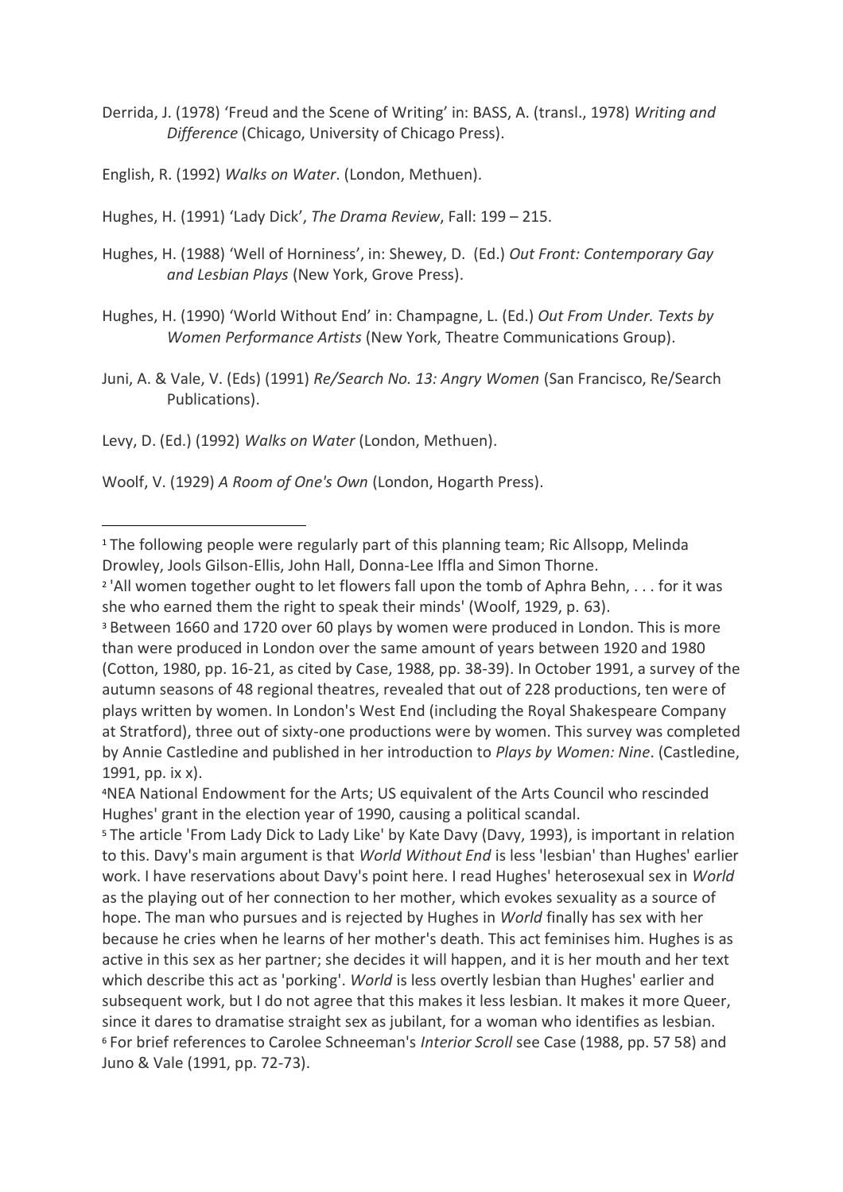Derrida, J. (1978) 'Freud and the Scene of Writing' in: BASS, A. (transl., 1978) *Writing and Difference* (Chicago, University of Chicago Press).

English, R. (1992) *Walks on Water*. (London, Methuen).

Hughes, H. (1991) 'Lady Dick', *The Drama Review*, Fall: 199 – 215.

Hughes, H. (1988) 'Well of Horniness', in: Shewey, D. (Ed.) *Out Front: Contemporary Gay and Lesbian Plays* (New York, Grove Press).

Hughes, H. (1990) 'World Without End' in: Champagne, L. (Ed.) *Out From Under. Texts by Women Performance Artists* (New York, Theatre Communications Group).

Juni, A. & Vale, V. (Eds) (1991) *Re/Search No. 13: Angry Women* (San Francisco, Re/Search Publications).

Levy, D. (Ed.) (1992) *Walks on Water* (London, Methuen).

Woolf, V. (1929) *A Room of One's Own* (London, Hogarth Press).

---

[1] The following people were regularly part of this planning team; Ric Allsopp, Melinda Drowley, Jools Gilson-Ellis, John Hall, Donna-Lee Iffla and Simon Thorne.

[2] 'All women together ought to let flowers fall upon the tomb of Aphra Behn, . . . for it was she who earned them the right to speak their minds' (Woolf, 1929, p. 63).

[3] Between 1660 and 1720 over 60 plays by women were produced in London. This is more than were produced in London over the same amount of years between 1920 and 1980 (Cotton, 1980, pp. 16-21, as cited by Case, 1988, pp. 38-39). In October 1991, a survey of the autumn seasons of 48 regional theatres, revealed that out of 228 productions, ten were of plays written by women. In London's West End (including the Royal Shakespeare Company at Stratford), three out of sixty-one productions were by women. This survey was completed by Annie Castledine and published in her introduction to *Plays by Women: Nine*. (Castledine, 1991, pp. ix x).

[4] NEA National Endowment for the Arts; US equivalent of the Arts Council who rescinded Hughes' grant in the election year of 1990, causing a political scandal.

[5] The article 'From Lady Dick to Lady Like' by Kate Davy (Davy, 1993), is important in relation to this. Davy's main argument is that *World Without End* is less 'lesbian' than Hughes' earlier work. I have reservations about Davy's point here. I read Hughes' heterosexual sex in *World* as the playing out of her connection to her mother, which evokes sexuality as a source of hope. The man who pursues and is rejected by Hughes in *World* finally has sex with her because he cries when he learns of her mother's death. This act feminises him. Hughes is as active in this sex as her partner; she decides it will happen, and it is her mouth and her text which describe this act as 'porking'. *World* is less overtly lesbian than Hughes' earlier and subsequent work, but I do not agree that this makes it less lesbian. It makes it more Queer, since it dares to dramatise straight sex as jubilant, for a woman who identifies as lesbian.

[6] For brief references to Carolee Schneeman's *Interior Scroll* see Case (1988, pp. 57 58) and Juno & Vale (1991, pp. 72-73).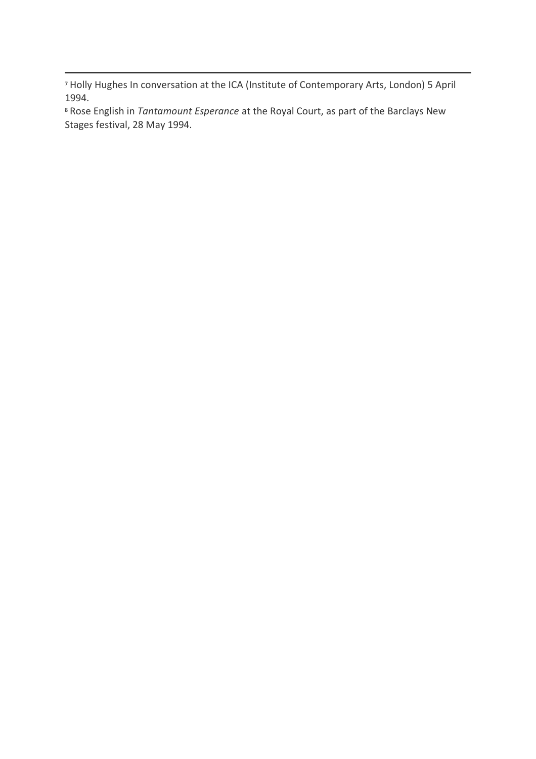---

[7] Holly Hughes In conversation at the ICA (Institute of Contemporary Arts, London) 5 April 1994.

[8] Rose English in *Tantamount Esperance* at the Royal Court, as part of the Barclays New Stages festival, 28 May 1994.